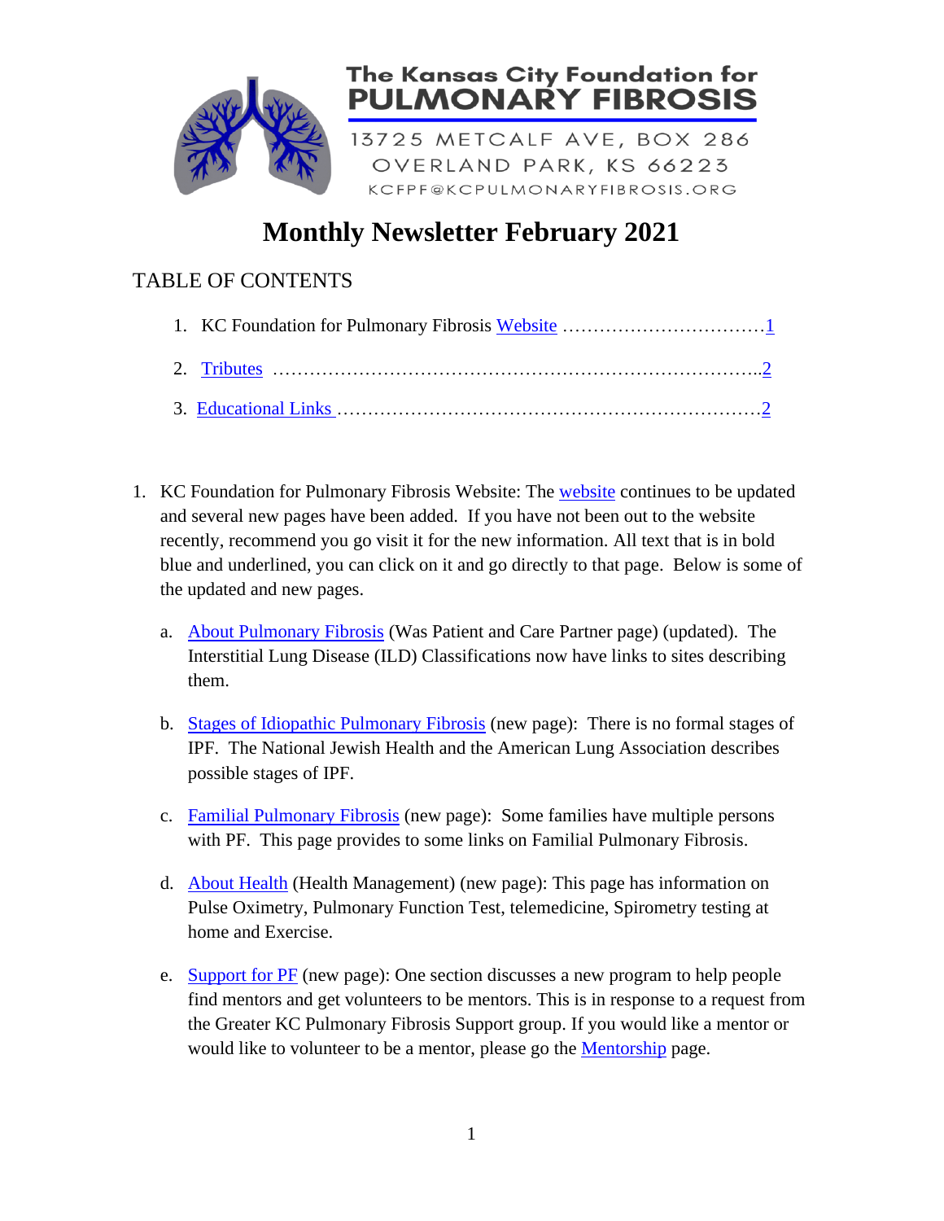The Kansas City Foundation for
# PULMONARY FIBROSIS

13725 METCALF AVE, BOX 286
OVERLAND PARK, KS 66223
KCFPF@KCPULMONARYFIBROSIS.ORG

# Monthly Newsletter February 2021

## TABLE OF CONTENTS

1. KC Foundation for Pulmonary Fibrosis Website ……………………………1
2. Tributes ……………………………………………………………………..2
3. Educational Links ……………………………………………………………2

1. KC Foundation for Pulmonary Fibrosis Website: The website continues to be updated and several new pages have been added. If you have not been out to the website recently, recommend you go visit it for the new information. All text that is in bold blue and underlined, you can click on it and go directly to that page. Below is some of the updated and new pages.

   a. About Pulmonary Fibrosis (Was Patient and Care Partner page) (updated). The Interstitial Lung Disease (ILD) Classifications now have links to sites describing them.

   b. Stages of Idiopathic Pulmonary Fibrosis (new page): There is no formal stages of IPF. The National Jewish Health and the American Lung Association describes possible stages of IPF.

   c. Familial Pulmonary Fibrosis (new page): Some families have multiple persons with PF. This page provides to some links on Familial Pulmonary Fibrosis.

   d. About Health (Health Management) (new page): This page has information on Pulse Oximetry, Pulmonary Function Test, telemedicine, Spirometry testing at home and Exercise.

   e. Support for PF (new page): One section discusses a new program to help people find mentors and get volunteers to be mentors. This is in response to a request from the Greater KC Pulmonary Fibrosis Support group. If you would like a mentor or would like to volunteer to be a mentor, please go the Mentorship page.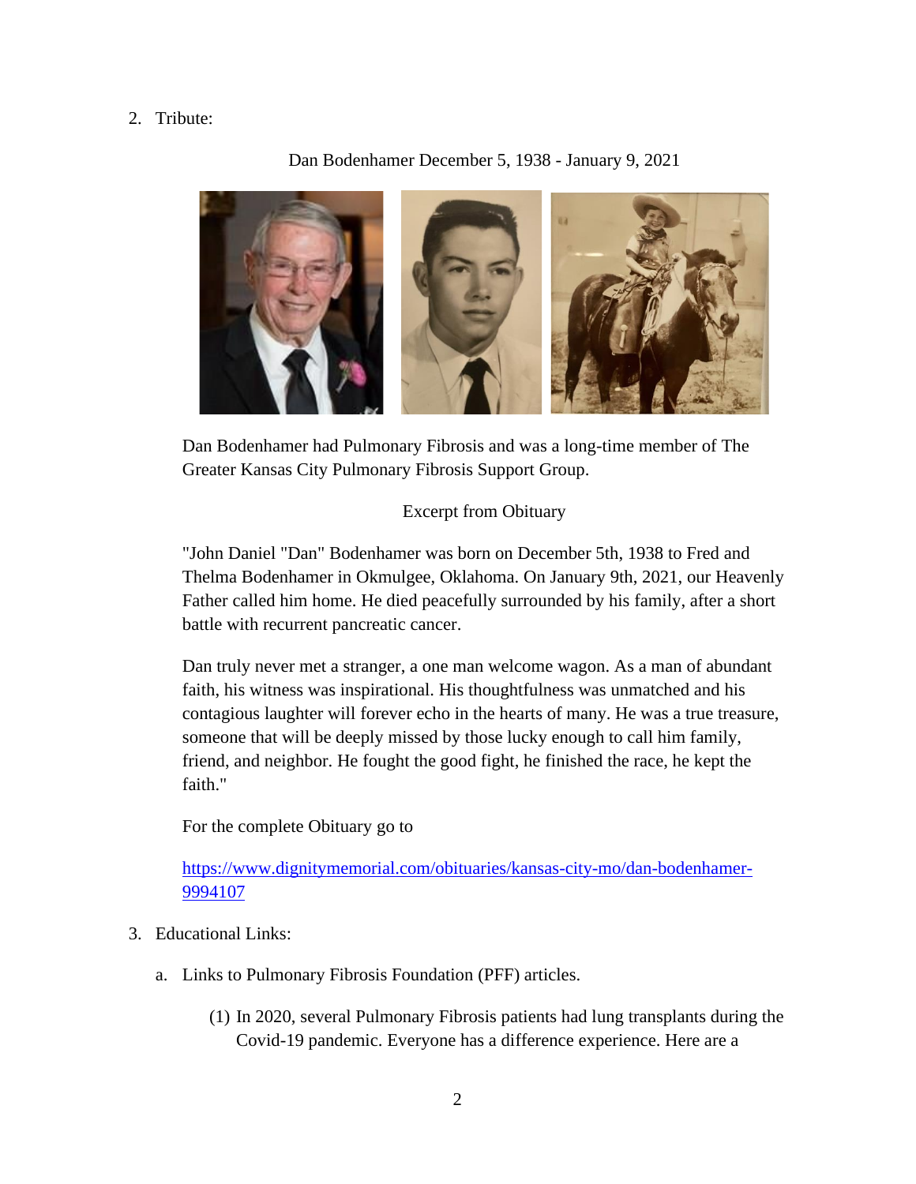2. Tribute:

Dan Bodenhamer December 5, 1938 - January 9, 2021

Dan Bodenhamer had Pulmonary Fibrosis and was a long-time member of The Greater Kansas City Pulmonary Fibrosis Support Group.

Excerpt from Obituary

"John Daniel "Dan" Bodenhamer was born on December 5th, 1938 to Fred and Thelma Bodenhamer in Okmulgee, Oklahoma. On January 9th, 2021, our Heavenly Father called him home. He died peacefully surrounded by his family, after a short battle with recurrent pancreatic cancer.

Dan truly never met a stranger, a one man welcome wagon. As a man of abundant faith, his witness was inspirational. His thoughtfulness was unmatched and his contagious laughter will forever echo in the hearts of many. He was a true treasure, someone that will be deeply missed by those lucky enough to call him family, friend, and neighbor. He fought the good fight, he finished the race, he kept the faith."

For the complete Obituary go to

https://www.dignitymemorial.com/obituaries/kansas-city-mo/dan-bodenhamer-9994107

3. Educational Links:

   a. Links to Pulmonary Fibrosis Foundation (PFF) articles.

      (1) In 2020, several Pulmonary Fibrosis patients had lung transplants during the Covid-19 pandemic. Everyone has a difference experience. Here are a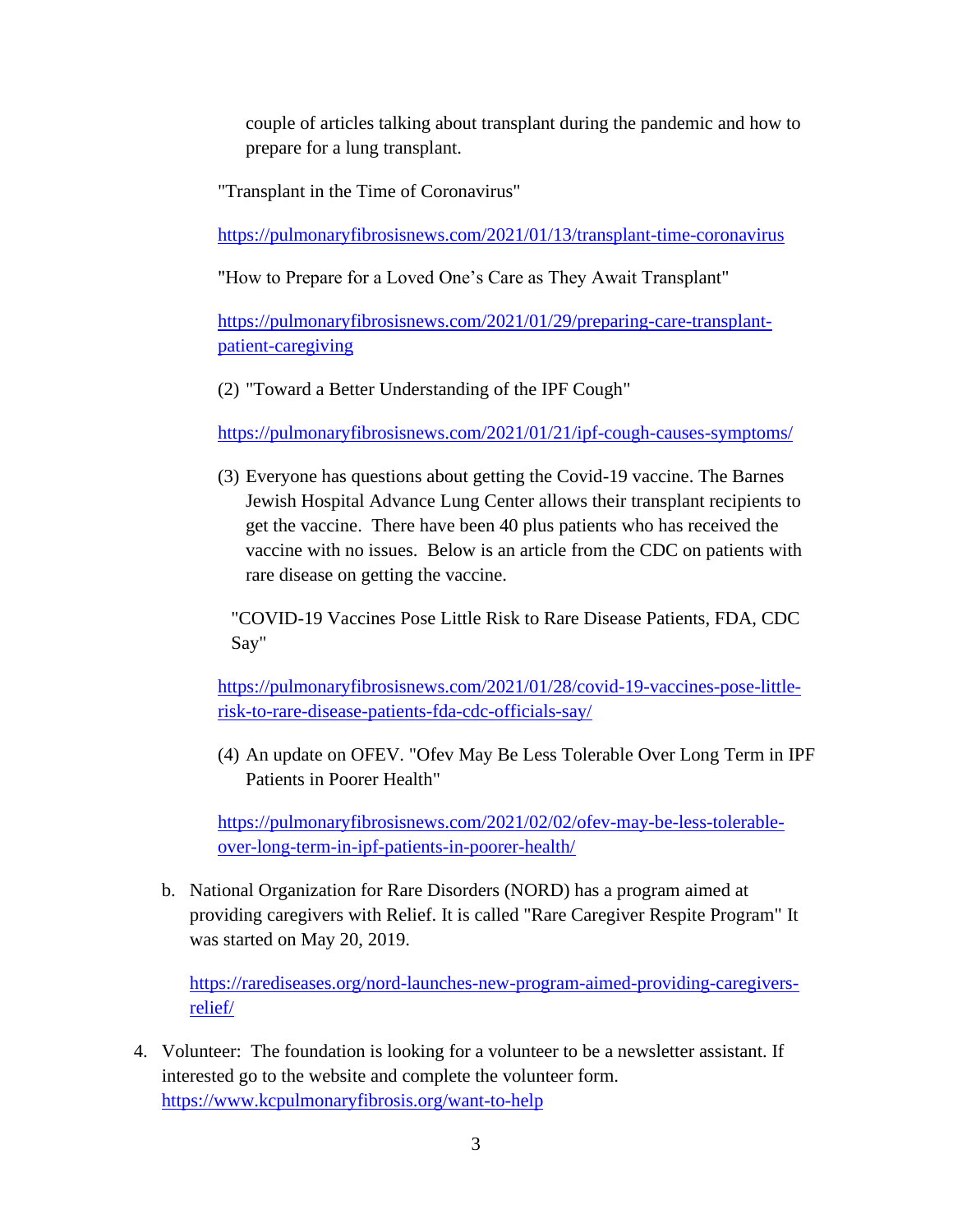couple of articles talking about transplant during the pandemic and how to prepare for a lung transplant.

"Transplant in the Time of Coronavirus"

https://pulmonaryfibrosisnews.com/2021/01/13/transplant-time-coronavirus

"How to Prepare for a Loved One's Care as They Await Transplant"

https://pulmonaryfibrosisnews.com/2021/01/29/preparing-care-transplant-patient-caregiving

(2) "Toward a Better Understanding of the IPF Cough"

https://pulmonaryfibrosisnews.com/2021/01/21/ipf-cough-causes-symptoms/

(3) Everyone has questions about getting the Covid-19 vaccine. The Barnes Jewish Hospital Advance Lung Center allows their transplant recipients to get the vaccine. There have been 40 plus patients who has received the vaccine with no issues. Below is an article from the CDC on patients with rare disease on getting the vaccine.

"COVID-19 Vaccines Pose Little Risk to Rare Disease Patients, FDA, CDC Say"

https://pulmonaryfibrosisnews.com/2021/01/28/covid-19-vaccines-pose-little-risk-to-rare-disease-patients-fda-cdc-officials-say/

(4) An update on OFEV. "Ofev May Be Less Tolerable Over Long Term in IPF Patients in Poorer Health"

https://pulmonaryfibrosisnews.com/2021/02/02/ofev-may-be-less-tolerable-over-long-term-in-ipf-patients-in-poorer-health/

b. National Organization for Rare Disorders (NORD) has a program aimed at providing caregivers with Relief. It is called "Rare Caregiver Respite Program" It was started on May 20, 2019.

https://rarediseases.org/nord-launches-new-program-aimed-providing-caregivers-relief/

4. Volunteer: The foundation is looking for a volunteer to be a newsletter assistant. If interested go to the website and complete the volunteer form. https://www.kcpulmonaryfibrosis.org/want-to-help